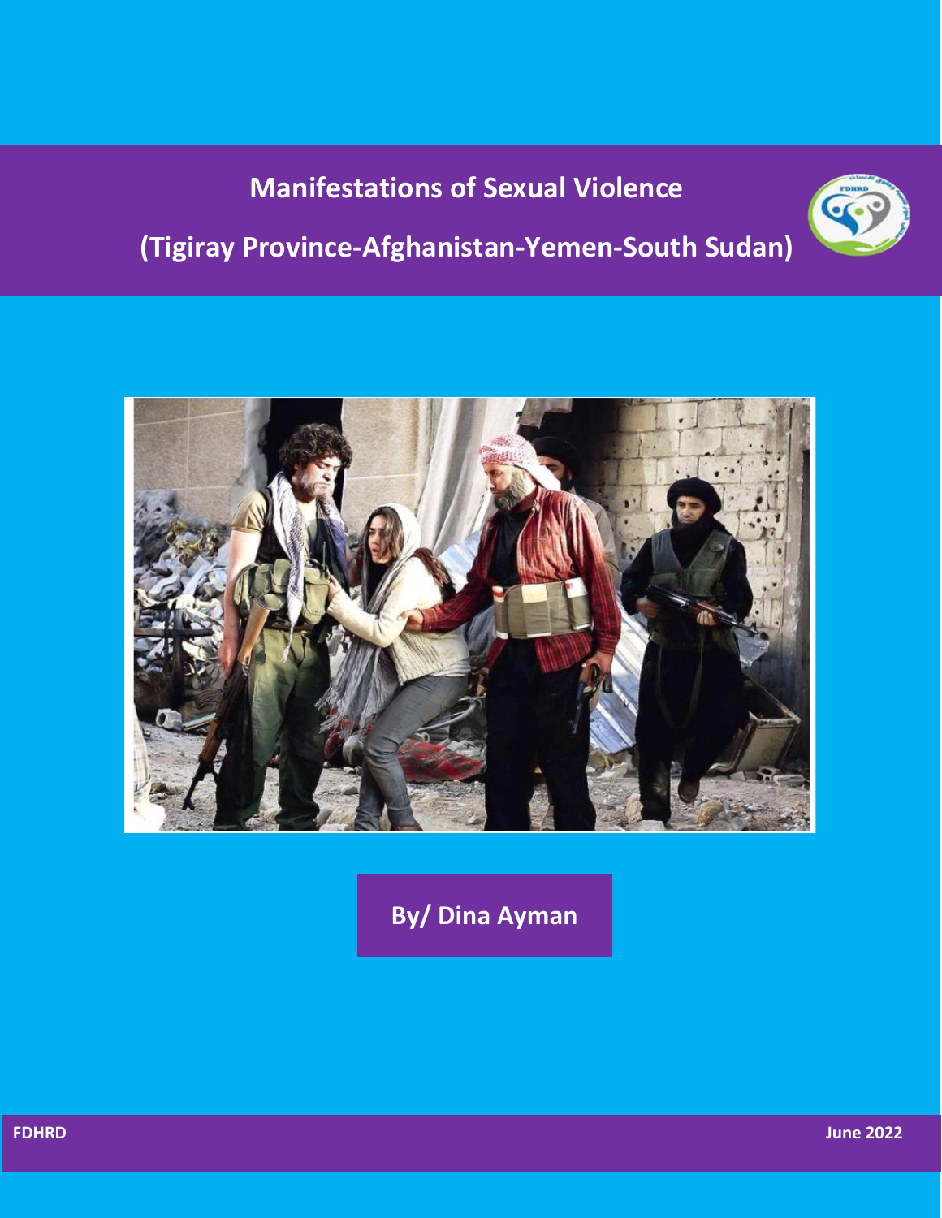# Manifestations of Sexual Violence

## (Tigiray Province-Afghanistan-Yemen-South Sudan)

**By/ Dina Ayman**

**FDHRD**

**June 2022**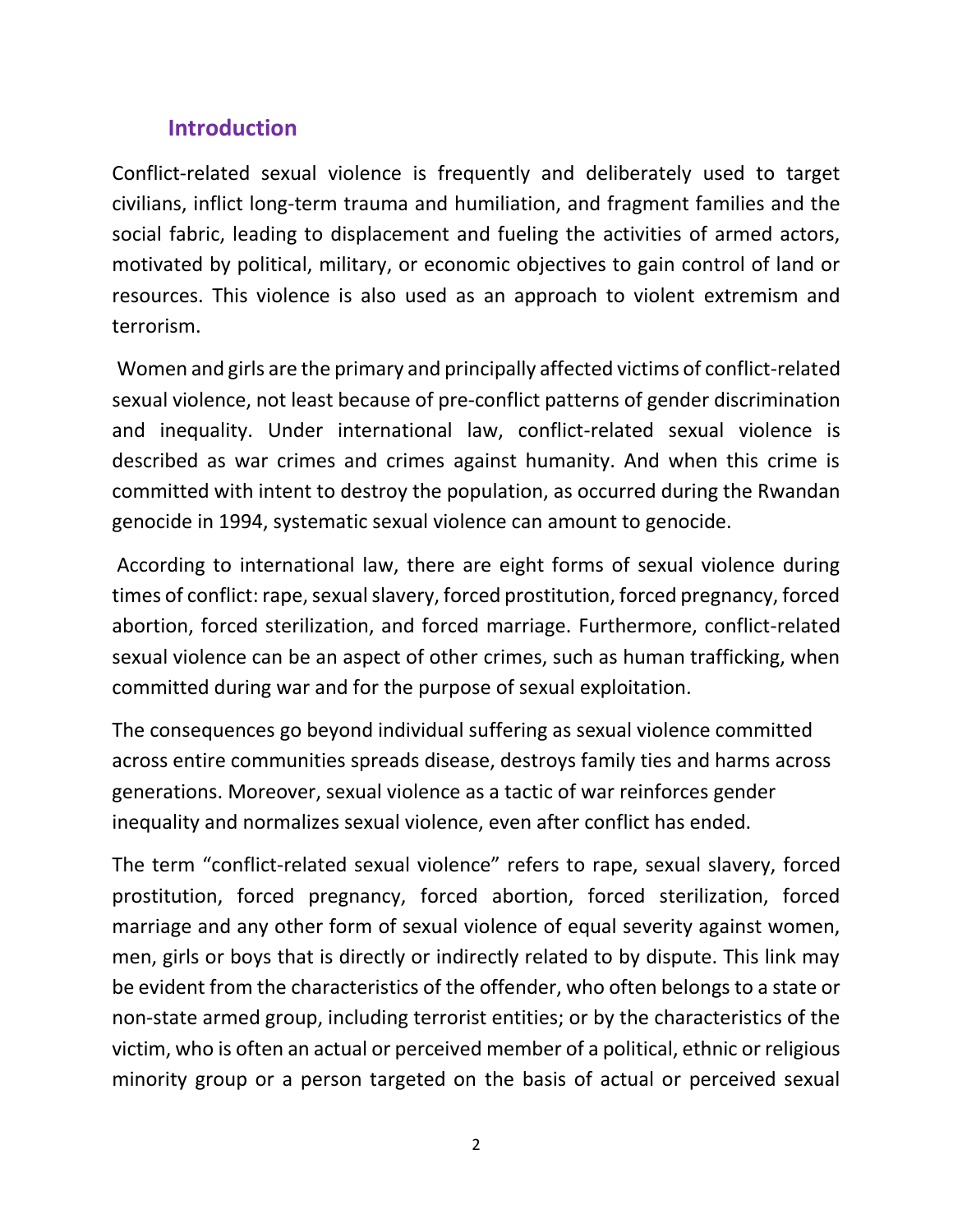## Introduction

Conflict-related sexual violence is frequently and deliberately used to target civilians, inflict long-term trauma and humiliation, and fragment families and the social fabric, leading to displacement and fueling the activities of armed actors, motivated by political, military, or economic objectives to gain control of land or resources. This violence is also used as an approach to violent extremism and terrorism.

Women and girls are the primary and principally affected victims of conflict-related sexual violence, not least because of pre-conflict patterns of gender discrimination and inequality. Under international law, conflict-related sexual violence is described as war crimes and crimes against humanity. And when this crime is committed with intent to destroy the population, as occurred during the Rwandan genocide in 1994, systematic sexual violence can amount to genocide.

According to international law, there are eight forms of sexual violence during times of conflict: rape, sexual slavery, forced prostitution, forced pregnancy, forced abortion, forced sterilization, and forced marriage. Furthermore, conflict-related sexual violence can be an aspect of other crimes, such as human trafficking, when committed during war and for the purpose of sexual exploitation.

The consequences go beyond individual suffering as sexual violence committed across entire communities spreads disease, destroys family ties and harms across generations. Moreover, sexual violence as a tactic of war reinforces gender inequality and normalizes sexual violence, even after conflict has ended.

The term "conflict-related sexual violence" refers to rape, sexual slavery, forced prostitution, forced pregnancy, forced abortion, forced sterilization, forced marriage and any other form of sexual violence of equal severity against women, men, girls or boys that is directly or indirectly related to by dispute. This link may be evident from the characteristics of the offender, who often belongs to a state or non-state armed group, including terrorist entities; or by the characteristics of the victim, who is often an actual or perceived member of a political, ethnic or religious minority group or a person targeted on the basis of actual or perceived sexual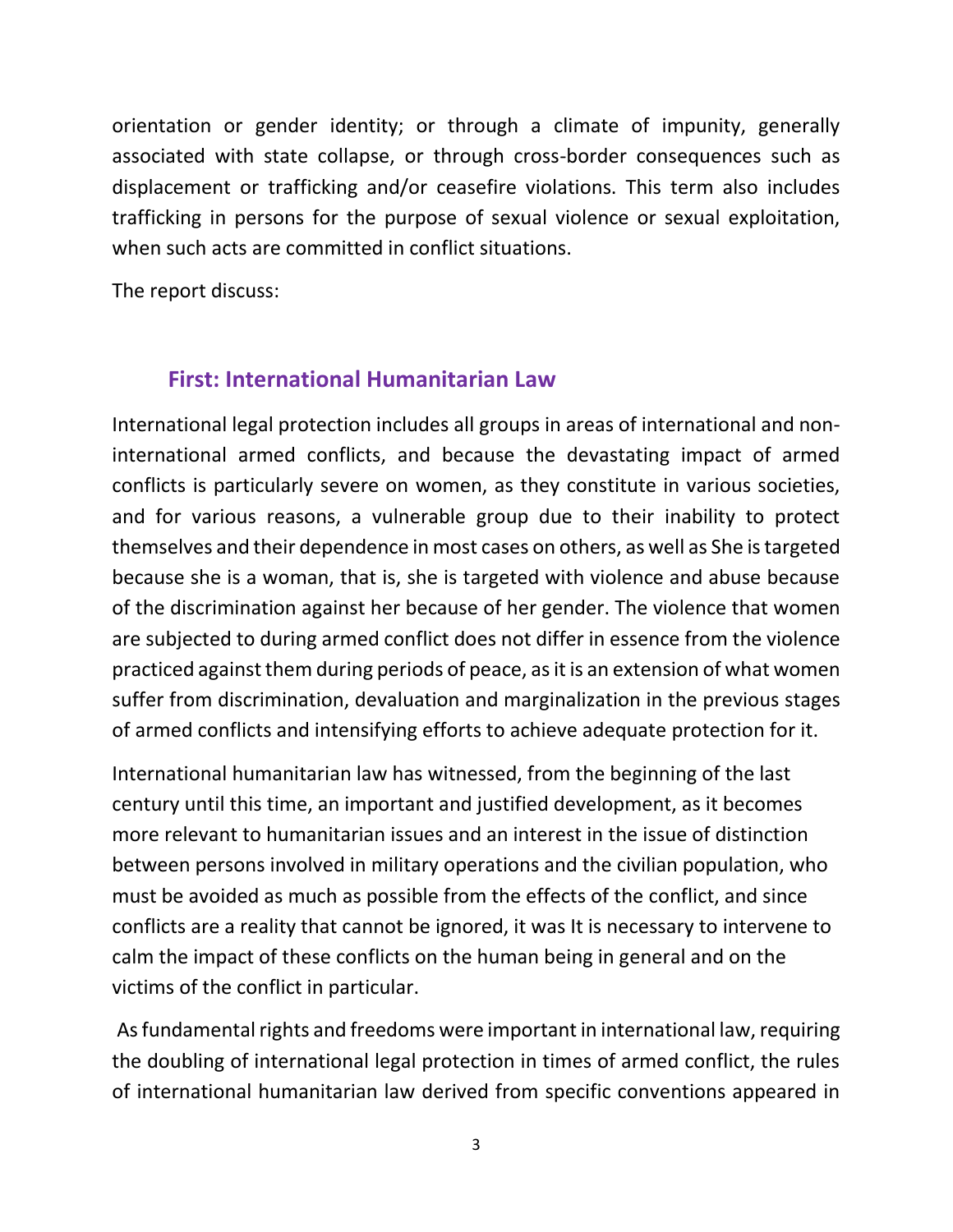orientation or gender identity; or through a climate of impunity, generally associated with state collapse, or through cross-border consequences such as displacement or trafficking and/or ceasefire violations. This term also includes trafficking in persons for the purpose of sexual violence or sexual exploitation, when such acts are committed in conflict situations.

The report discuss:

## First: International Humanitarian Law

International legal protection includes all groups in areas of international and non-international armed conflicts, and because the devastating impact of armed conflicts is particularly severe on women, as they constitute in various societies, and for various reasons, a vulnerable group due to their inability to protect themselves and their dependence in most cases on others, as well as She is targeted because she is a woman, that is, she is targeted with violence and abuse because of the discrimination against her because of her gender. The violence that women are subjected to during armed conflict does not differ in essence from the violence practiced against them during periods of peace, as it is an extension of what women suffer from discrimination, devaluation and marginalization in the previous stages of armed conflicts and intensifying efforts to achieve adequate protection for it.

International humanitarian law has witnessed, from the beginning of the last century until this time, an important and justified development, as it becomes more relevant to humanitarian issues and an interest in the issue of distinction between persons involved in military operations and the civilian population, who must be avoided as much as possible from the effects of the conflict, and since conflicts are a reality that cannot be ignored, it was It is necessary to intervene to calm the impact of these conflicts on the human being in general and on the victims of the conflict in particular.

As fundamental rights and freedoms were important in international law, requiring the doubling of international legal protection in times of armed conflict, the rules of international humanitarian law derived from specific conventions appeared in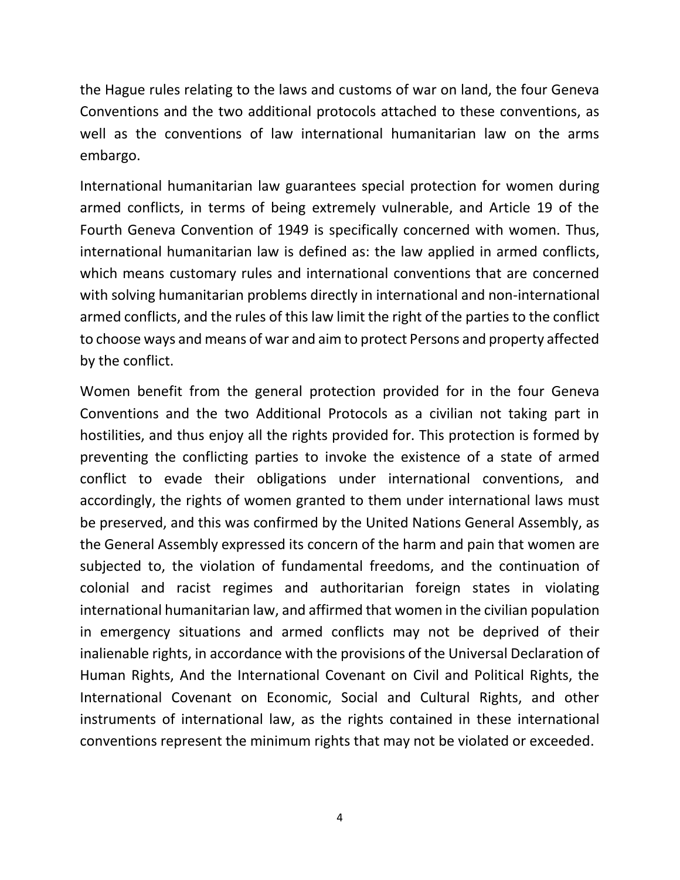the Hague rules relating to the laws and customs of war on land, the four Geneva Conventions and the two additional protocols attached to these conventions, as well as the conventions of law international humanitarian law on the arms embargo.

International humanitarian law guarantees special protection for women during armed conflicts, in terms of being extremely vulnerable, and Article 19 of the Fourth Geneva Convention of 1949 is specifically concerned with women. Thus, international humanitarian law is defined as: the law applied in armed conflicts, which means customary rules and international conventions that are concerned with solving humanitarian problems directly in international and non-international armed conflicts, and the rules of this law limit the right of the parties to the conflict to choose ways and means of war and aim to protect Persons and property affected by the conflict.

Women benefit from the general protection provided for in the four Geneva Conventions and the two Additional Protocols as a civilian not taking part in hostilities, and thus enjoy all the rights provided for. This protection is formed by preventing the conflicting parties to invoke the existence of a state of armed conflict to evade their obligations under international conventions, and accordingly, the rights of women granted to them under international laws must be preserved, and this was confirmed by the United Nations General Assembly, as the General Assembly expressed its concern of the harm and pain that women are subjected to, the violation of fundamental freedoms, and the continuation of colonial and racist regimes and authoritarian foreign states in violating international humanitarian law, and affirmed that women in the civilian population in emergency situations and armed conflicts may not be deprived of their inalienable rights, in accordance with the provisions of the Universal Declaration of Human Rights, And the International Covenant on Civil and Political Rights, the International Covenant on Economic, Social and Cultural Rights, and other instruments of international law, as the rights contained in these international conventions represent the minimum rights that may not be violated or exceeded.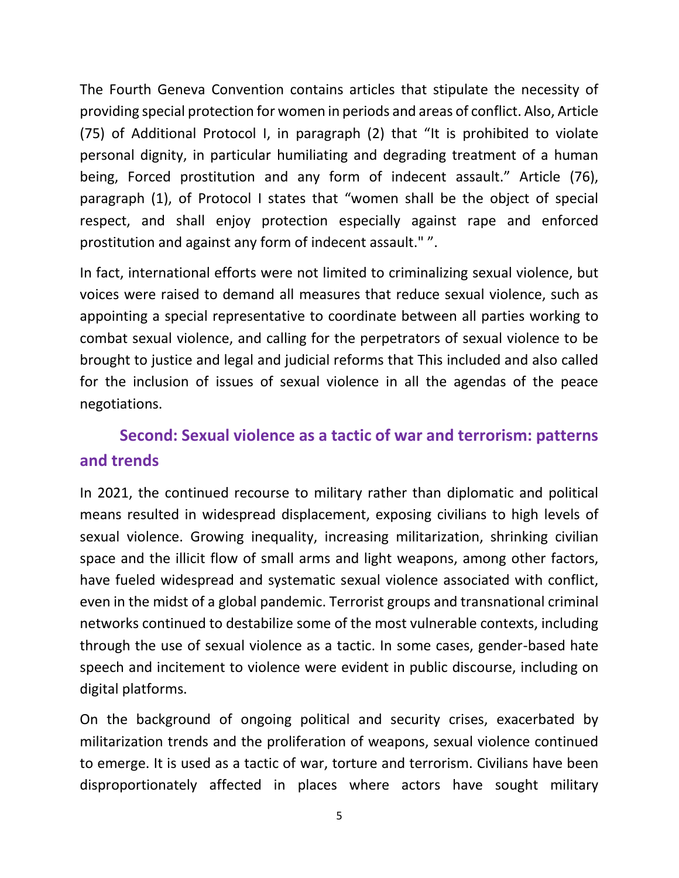The Fourth Geneva Convention contains articles that stipulate the necessity of providing special protection for women in periods and areas of conflict. Also, Article (75) of Additional Protocol I, in paragraph (2) that "It is prohibited to violate personal dignity, in particular humiliating and degrading treatment of a human being, Forced prostitution and any form of indecent assault." Article (76), paragraph (1), of Protocol I states that "women shall be the object of special respect, and shall enjoy protection especially against rape and enforced prostitution and against any form of indecent assault." ".

In fact, international efforts were not limited to criminalizing sexual violence, but voices were raised to demand all measures that reduce sexual violence, such as appointing a special representative to coordinate between all parties working to combat sexual violence, and calling for the perpetrators of sexual violence to be brought to justice and legal and judicial reforms that This included and also called for the inclusion of issues of sexual violence in all the agendas of the peace negotiations.

## Second: Sexual violence as a tactic of war and terrorism: patterns and trends

In 2021, the continued recourse to military rather than diplomatic and political means resulted in widespread displacement, exposing civilians to high levels of sexual violence. Growing inequality, increasing militarization, shrinking civilian space and the illicit flow of small arms and light weapons, among other factors, have fueled widespread and systematic sexual violence associated with conflict, even in the midst of a global pandemic. Terrorist groups and transnational criminal networks continued to destabilize some of the most vulnerable contexts, including through the use of sexual violence as a tactic. In some cases, gender-based hate speech and incitement to violence were evident in public discourse, including on digital platforms.

On the background of ongoing political and security crises, exacerbated by militarization trends and the proliferation of weapons, sexual violence continued to emerge. It is used as a tactic of war, torture and terrorism. Civilians have been disproportionately affected in places where actors have sought military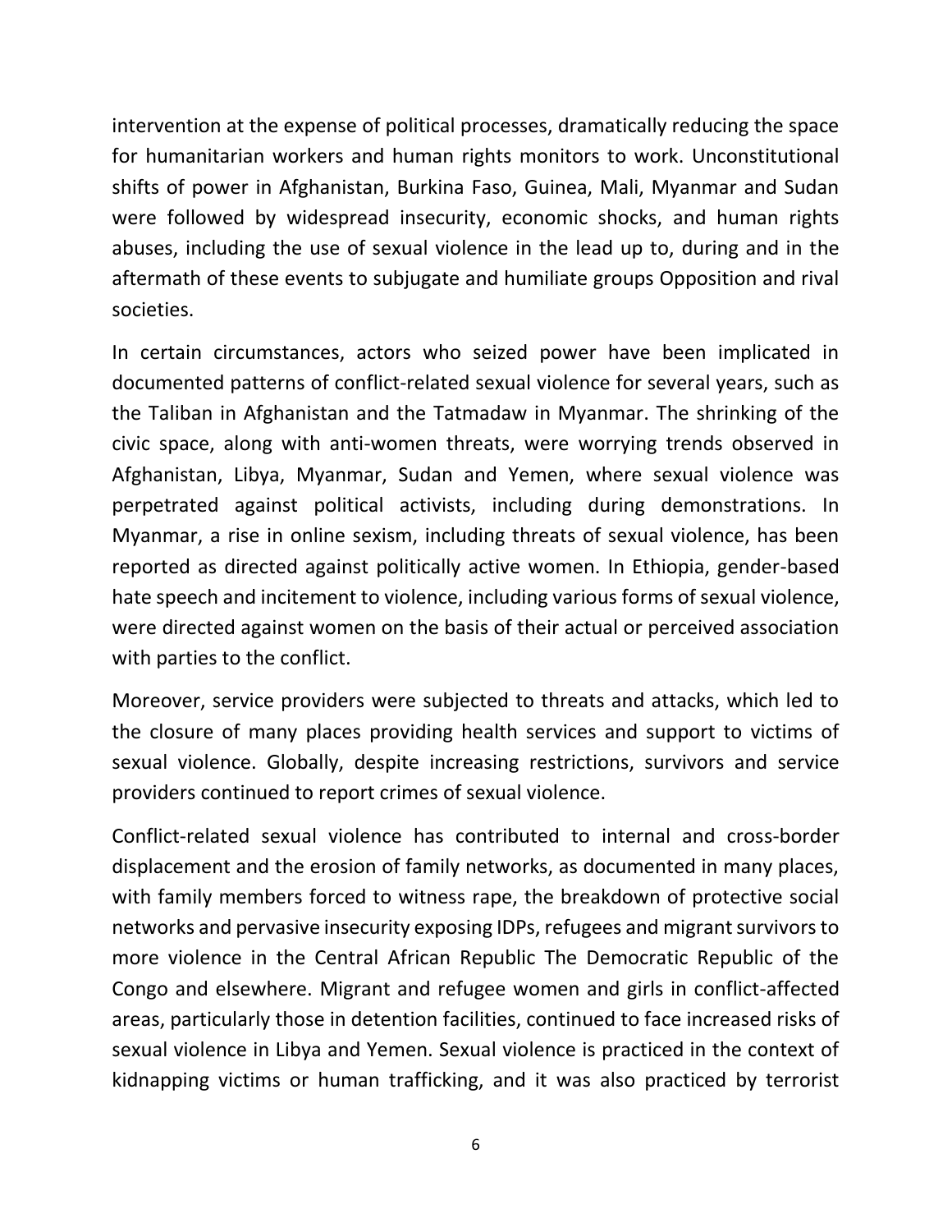intervention at the expense of political processes, dramatically reducing the space for humanitarian workers and human rights monitors to work. Unconstitutional shifts of power in Afghanistan, Burkina Faso, Guinea, Mali, Myanmar and Sudan were followed by widespread insecurity, economic shocks, and human rights abuses, including the use of sexual violence in the lead up to, during and in the aftermath of these events to subjugate and humiliate groups Opposition and rival societies.

In certain circumstances, actors who seized power have been implicated in documented patterns of conflict-related sexual violence for several years, such as the Taliban in Afghanistan and the Tatmadaw in Myanmar. The shrinking of the civic space, along with anti-women threats, were worrying trends observed in Afghanistan, Libya, Myanmar, Sudan and Yemen, where sexual violence was perpetrated against political activists, including during demonstrations. In Myanmar, a rise in online sexism, including threats of sexual violence, has been reported as directed against politically active women. In Ethiopia, gender-based hate speech and incitement to violence, including various forms of sexual violence, were directed against women on the basis of their actual or perceived association with parties to the conflict.

Moreover, service providers were subjected to threats and attacks, which led to the closure of many places providing health services and support to victims of sexual violence. Globally, despite increasing restrictions, survivors and service providers continued to report crimes of sexual violence.

Conflict-related sexual violence has contributed to internal and cross-border displacement and the erosion of family networks, as documented in many places, with family members forced to witness rape, the breakdown of protective social networks and pervasive insecurity exposing IDPs, refugees and migrant survivors to more violence in the Central African Republic The Democratic Republic of the Congo and elsewhere. Migrant and refugee women and girls in conflict-affected areas, particularly those in detention facilities, continued to face increased risks of sexual violence in Libya and Yemen. Sexual violence is practiced in the context of kidnapping victims or human trafficking, and it was also practiced by terrorist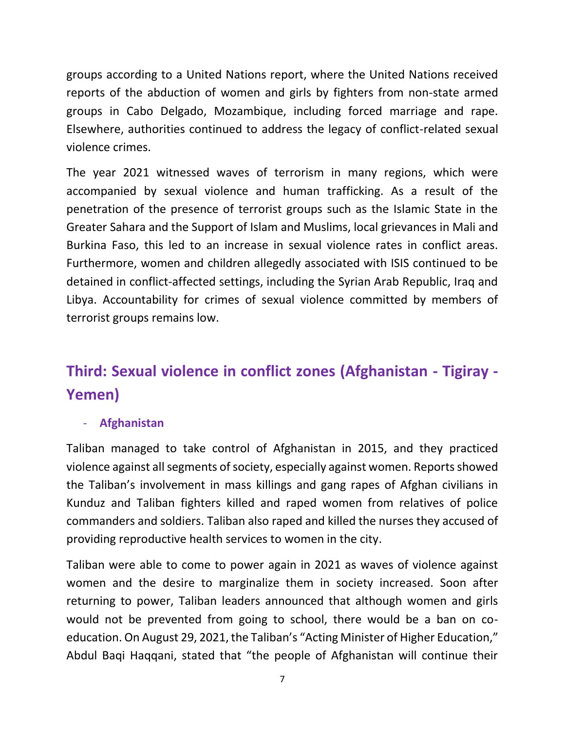groups according to a United Nations report, where the United Nations received reports of the abduction of women and girls by fighters from non-state armed groups in Cabo Delgado, Mozambique, including forced marriage and rape. Elsewhere, authorities continued to address the legacy of conflict-related sexual violence crimes.

The year 2021 witnessed waves of terrorism in many regions, which were accompanied by sexual violence and human trafficking. As a result of the penetration of the presence of terrorist groups such as the Islamic State in the Greater Sahara and the Support of Islam and Muslims, local grievances in Mali and Burkina Faso, this led to an increase in sexual violence rates in conflict areas. Furthermore, women and children allegedly associated with ISIS continued to be detained in conflict-affected settings, including the Syrian Arab Republic, Iraq and Libya. Accountability for crimes of sexual violence committed by members of terrorist groups remains low.

## Third: Sexual violence in conflict zones (Afghanistan - Tigiray - Yemen)

- **Afghanistan**

Taliban managed to take control of Afghanistan in 2015, and they practiced violence against all segments of society, especially against women. Reports showed the Taliban's involvement in mass killings and gang rapes of Afghan civilians in Kunduz and Taliban fighters killed and raped women from relatives of police commanders and soldiers. Taliban also raped and killed the nurses they accused of providing reproductive health services to women in the city.

Taliban were able to come to power again in 2021 as waves of violence against women and the desire to marginalize them in society increased. Soon after returning to power, Taliban leaders announced that although women and girls would not be prevented from going to school, there would be a ban on co-education. On August 29, 2021, the Taliban's "Acting Minister of Higher Education," Abdul Baqi Haqqani, stated that "the people of Afghanistan will continue their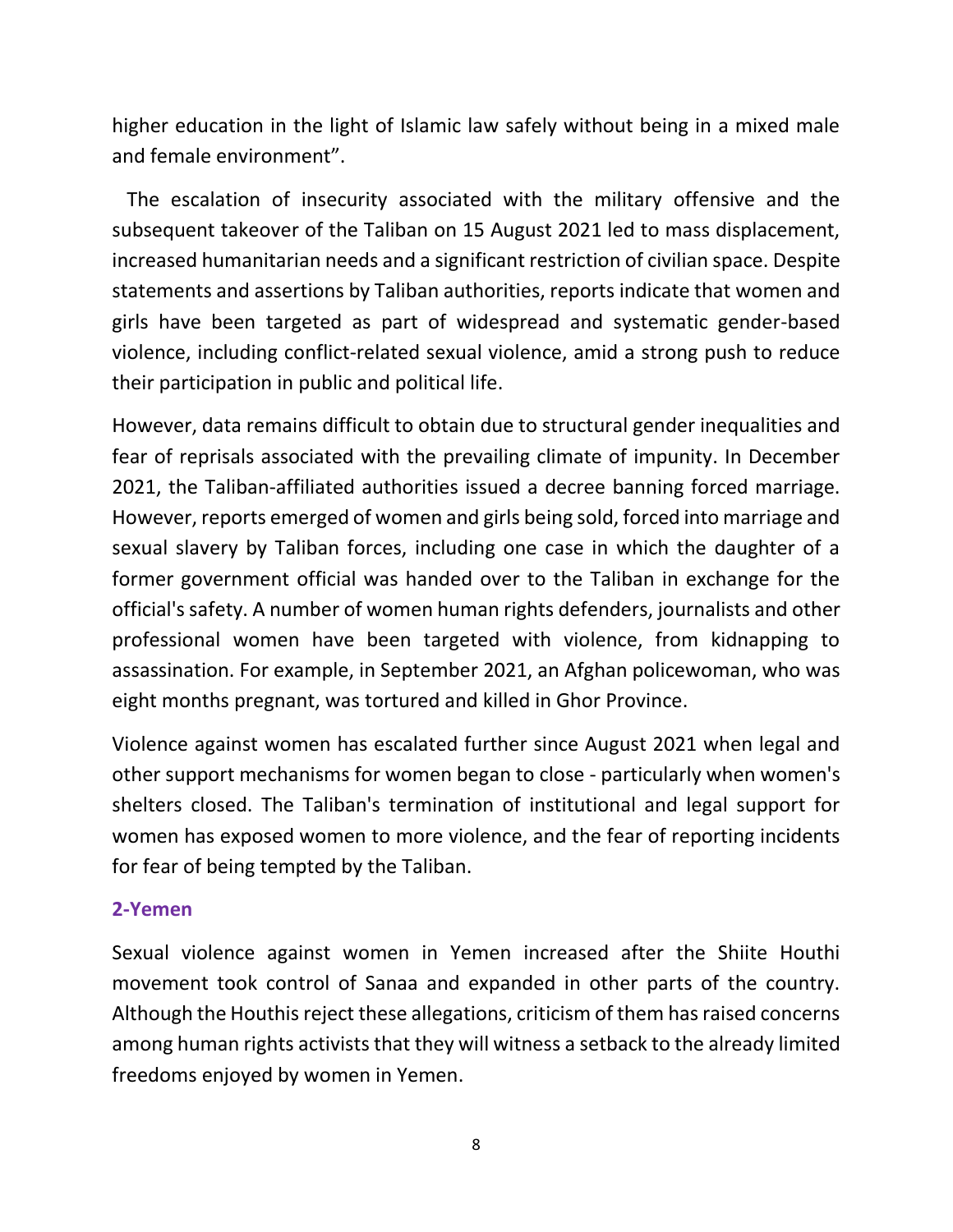higher education in the light of Islamic law safely without being in a mixed male and female environment".

The escalation of insecurity associated with the military offensive and the subsequent takeover of the Taliban on 15 August 2021 led to mass displacement, increased humanitarian needs and a significant restriction of civilian space. Despite statements and assertions by Taliban authorities, reports indicate that women and girls have been targeted as part of widespread and systematic gender-based violence, including conflict-related sexual violence, amid a strong push to reduce their participation in public and political life.

However, data remains difficult to obtain due to structural gender inequalities and fear of reprisals associated with the prevailing climate of impunity. In December 2021, the Taliban-affiliated authorities issued a decree banning forced marriage. However, reports emerged of women and girls being sold, forced into marriage and sexual slavery by Taliban forces, including one case in which the daughter of a former government official was handed over to the Taliban in exchange for the official's safety. A number of women human rights defenders, journalists and other professional women have been targeted with violence, from kidnapping to assassination. For example, in September 2021, an Afghan policewoman, who was eight months pregnant, was tortured and killed in Ghor Province.

Violence against women has escalated further since August 2021 when legal and other support mechanisms for women began to close - particularly when women's shelters closed. The Taliban's termination of institutional and legal support for women has exposed women to more violence, and the fear of reporting incidents for fear of being tempted by the Taliban.

### 2-Yemen

Sexual violence against women in Yemen increased after the Shiite Houthi movement took control of Sanaa and expanded in other parts of the country. Although the Houthis reject these allegations, criticism of them has raised concerns among human rights activists that they will witness a setback to the already limited freedoms enjoyed by women in Yemen.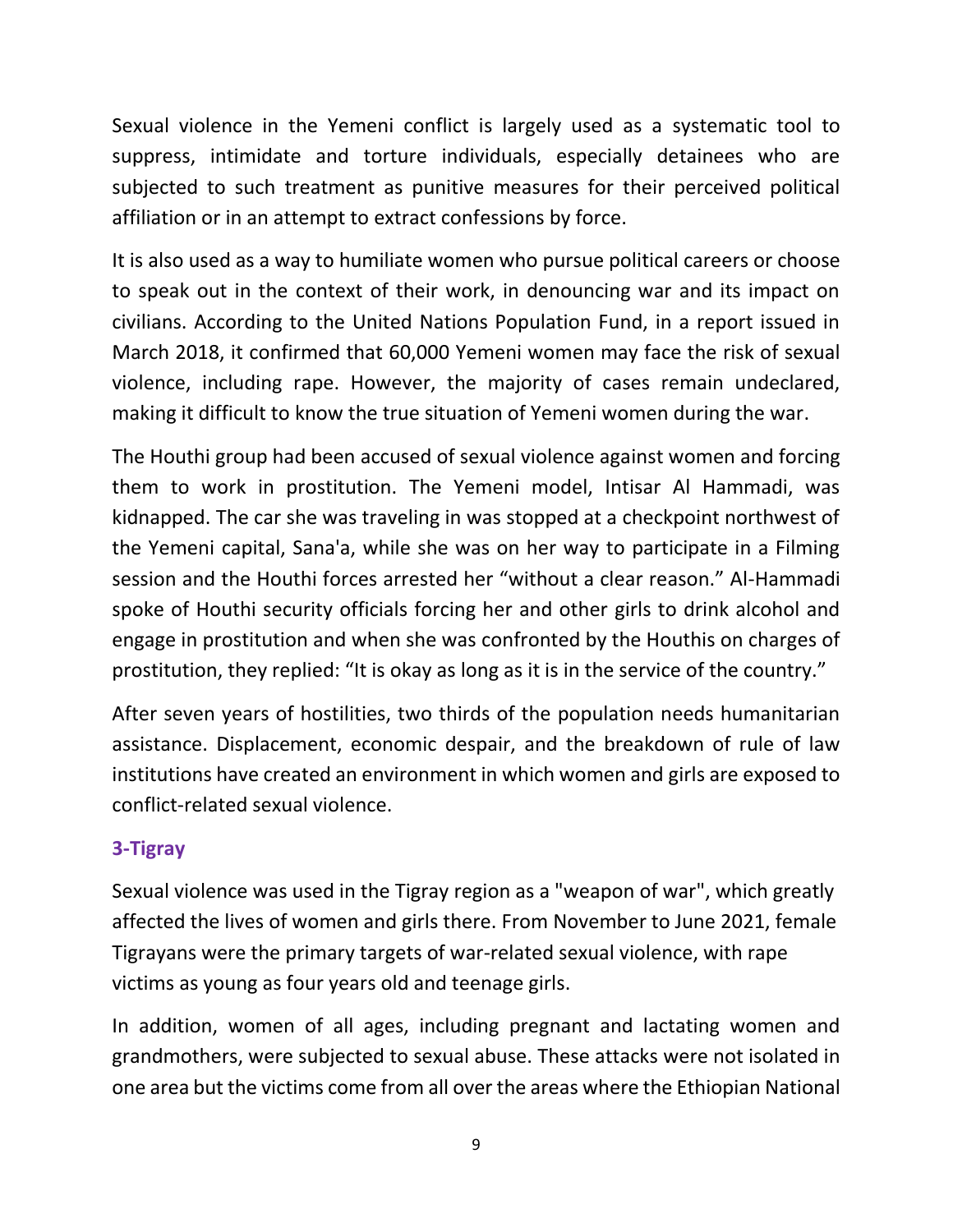Sexual violence in the Yemeni conflict is largely used as a systematic tool to suppress, intimidate and torture individuals, especially detainees who are subjected to such treatment as punitive measures for their perceived political affiliation or in an attempt to extract confessions by force.

It is also used as a way to humiliate women who pursue political careers or choose to speak out in the context of their work, in denouncing war and its impact on civilians. According to the United Nations Population Fund, in a report issued in March 2018, it confirmed that 60,000 Yemeni women may face the risk of sexual violence, including rape. However, the majority of cases remain undeclared, making it difficult to know the true situation of Yemeni women during the war.

The Houthi group had been accused of sexual violence against women and forcing them to work in prostitution. The Yemeni model, Intisar Al Hammadi, was kidnapped. The car she was traveling in was stopped at a checkpoint northwest of the Yemeni capital, Sana'a, while she was on her way to participate in a Filming session and the Houthi forces arrested her "without a clear reason." Al-Hammadi spoke of Houthi security officials forcing her and other girls to drink alcohol and engage in prostitution and when she was confronted by the Houthis on charges of prostitution, they replied: "It is okay as long as it is in the service of the country."

After seven years of hostilities, two thirds of the population needs humanitarian assistance. Displacement, economic despair, and the breakdown of rule of law institutions have created an environment in which women and girls are exposed to conflict-related sexual violence.

### 3-Tigray

Sexual violence was used in the Tigray region as a "weapon of war", which greatly affected the lives of women and girls there. From November to June 2021, female Tigrayans were the primary targets of war-related sexual violence, with rape victims as young as four years old and teenage girls.

In addition, women of all ages, including pregnant and lactating women and grandmothers, were subjected to sexual abuse. These attacks were not isolated in one area but the victims come from all over the areas where the Ethiopian National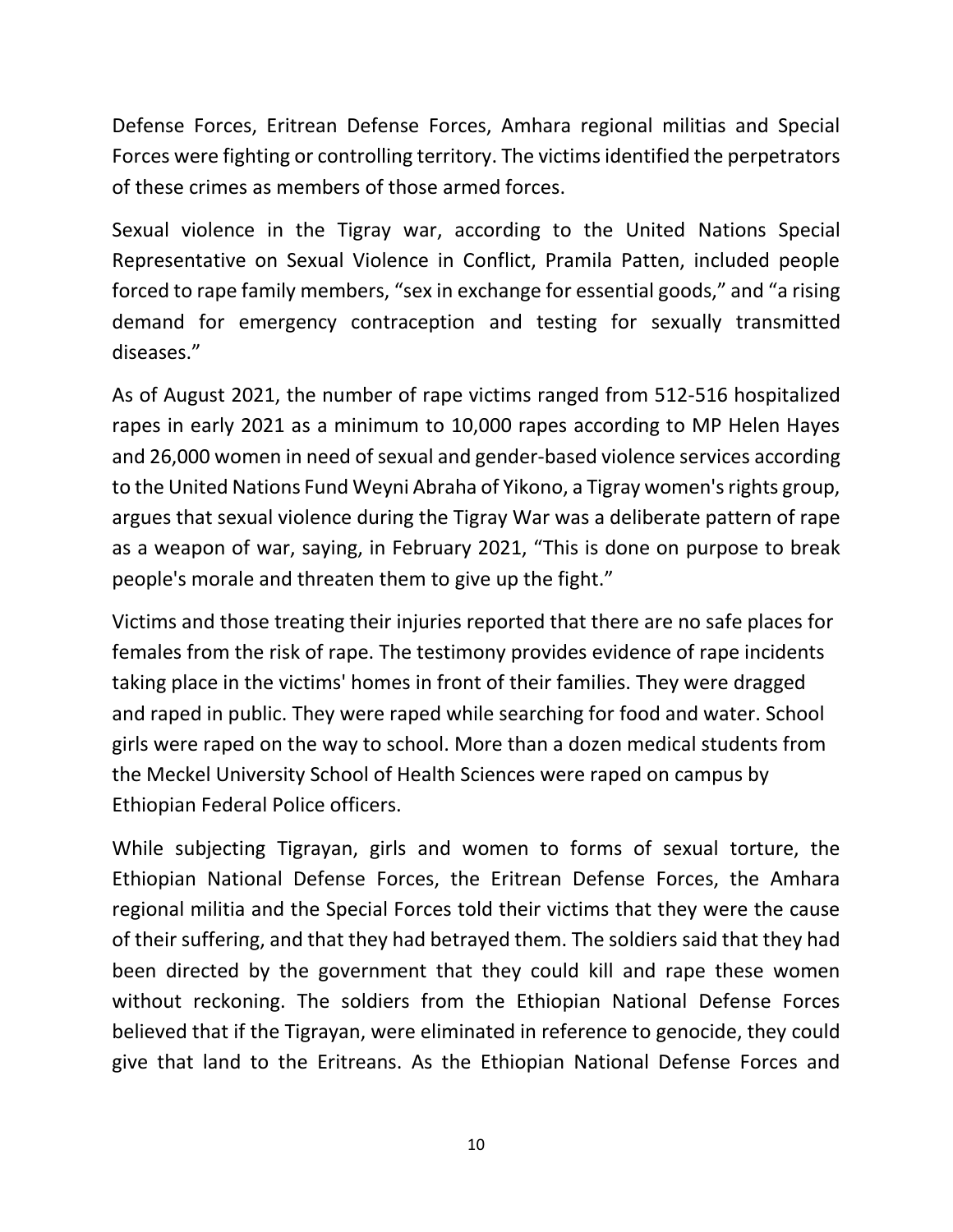Defense Forces, Eritrean Defense Forces, Amhara regional militias and Special Forces were fighting or controlling territory. The victims identified the perpetrators of these crimes as members of those armed forces.

Sexual violence in the Tigray war, according to the United Nations Special Representative on Sexual Violence in Conflict, Pramila Patten, included people forced to rape family members, "sex in exchange for essential goods," and "a rising demand for emergency contraception and testing for sexually transmitted diseases."

As of August 2021, the number of rape victims ranged from 512-516 hospitalized rapes in early 2021 as a minimum to 10,000 rapes according to MP Helen Hayes and 26,000 women in need of sexual and gender-based violence services according to the United Nations Fund Weyni Abraha of Yikono, a Tigray women's rights group, argues that sexual violence during the Tigray War was a deliberate pattern of rape as a weapon of war, saying, in February 2021, "This is done on purpose to break people's morale and threaten them to give up the fight."

Victims and those treating their injuries reported that there are no safe places for females from the risk of rape. The testimony provides evidence of rape incidents taking place in the victims' homes in front of their families. They were dragged and raped in public. They were raped while searching for food and water. School girls were raped on the way to school. More than a dozen medical students from the Meckel University School of Health Sciences were raped on campus by Ethiopian Federal Police officers.

While subjecting Tigrayan, girls and women to forms of sexual torture, the Ethiopian National Defense Forces, the Eritrean Defense Forces, the Amhara regional militia and the Special Forces told their victims that they were the cause of their suffering, and that they had betrayed them. The soldiers said that they had been directed by the government that they could kill and rape these women without reckoning. The soldiers from the Ethiopian National Defense Forces believed that if the Tigrayan, were eliminated in reference to genocide, they could give that land to the Eritreans. As the Ethiopian National Defense Forces and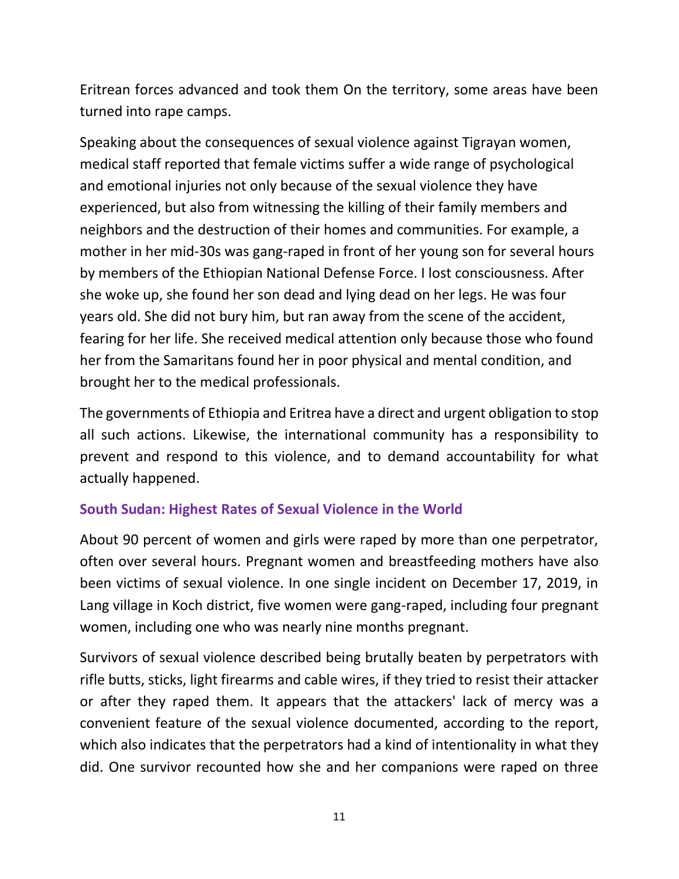Eritrean forces advanced and took them On the territory, some areas have been turned into rape camps.

Speaking about the consequences of sexual violence against Tigrayan women, medical staff reported that female victims suffer a wide range of psychological and emotional injuries not only because of the sexual violence they have experienced, but also from witnessing the killing of their family members and neighbors and the destruction of their homes and communities. For example, a mother in her mid-30s was gang-raped in front of her young son for several hours by members of the Ethiopian National Defense Force. I lost consciousness. After she woke up, she found her son dead and lying dead on her legs. He was four years old. She did not bury him, but ran away from the scene of the accident, fearing for her life. She received medical attention only because those who found her from the Samaritans found her in poor physical and mental condition, and brought her to the medical professionals.

The governments of Ethiopia and Eritrea have a direct and urgent obligation to stop all such actions. Likewise, the international community has a responsibility to prevent and respond to this violence, and to demand accountability for what actually happened.

### South Sudan: Highest Rates of Sexual Violence in the World

About 90 percent of women and girls were raped by more than one perpetrator, often over several hours. Pregnant women and breastfeeding mothers have also been victims of sexual violence. In one single incident on December 17, 2019, in Lang village in Koch district, five women were gang-raped, including four pregnant women, including one who was nearly nine months pregnant.

Survivors of sexual violence described being brutally beaten by perpetrators with rifle butts, sticks, light firearms and cable wires, if they tried to resist their attacker or after they raped them. It appears that the attackers' lack of mercy was a convenient feature of the sexual violence documented, according to the report, which also indicates that the perpetrators had a kind of intentionality in what they did. One survivor recounted how she and her companions were raped on three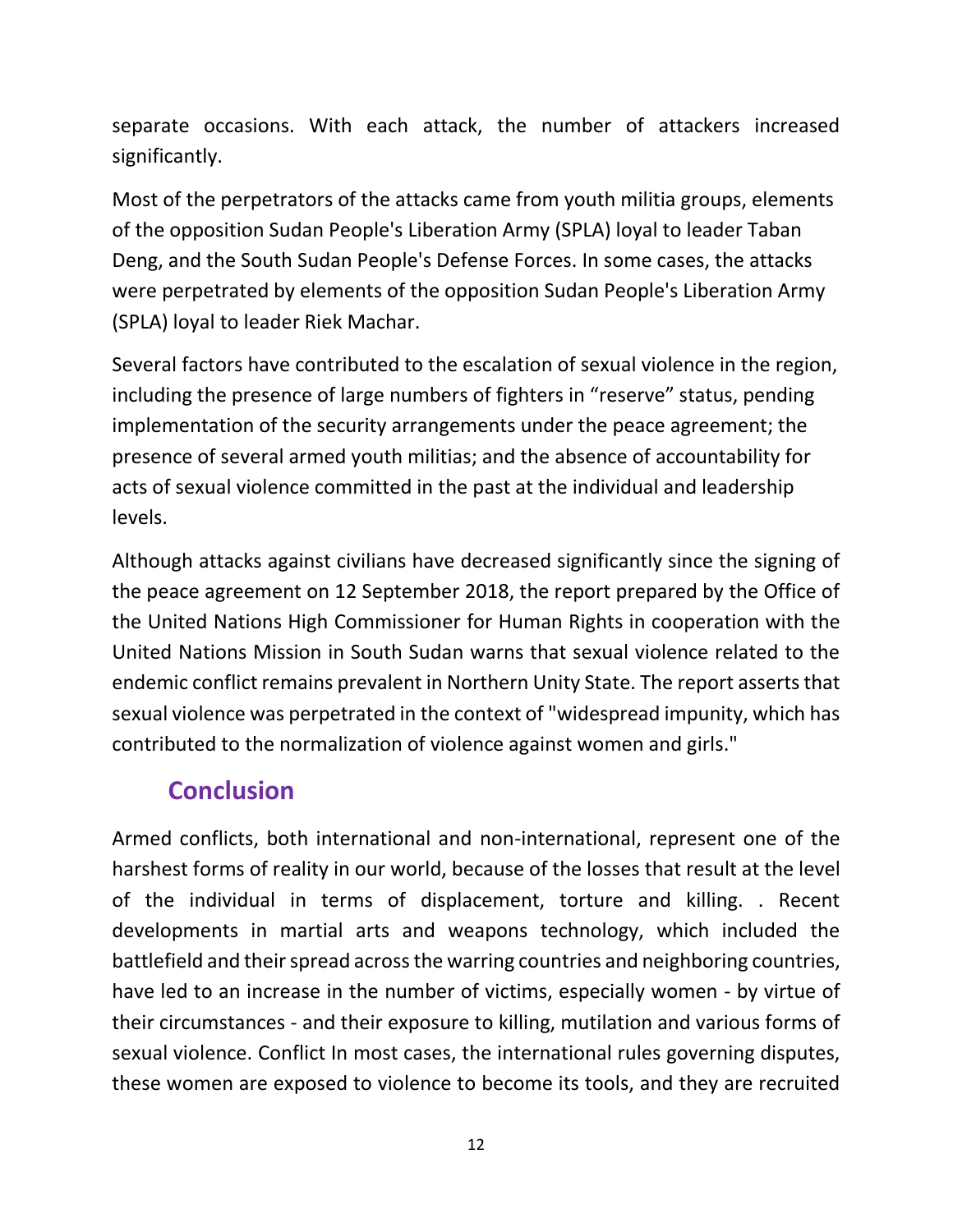separate occasions. With each attack, the number of attackers increased significantly.

Most of the perpetrators of the attacks came from youth militia groups, elements of the opposition Sudan People's Liberation Army (SPLA) loyal to leader Taban Deng, and the South Sudan People's Defense Forces. In some cases, the attacks were perpetrated by elements of the opposition Sudan People's Liberation Army (SPLA) loyal to leader Riek Machar.

Several factors have contributed to the escalation of sexual violence in the region, including the presence of large numbers of fighters in "reserve" status, pending implementation of the security arrangements under the peace agreement; the presence of several armed youth militias; and the absence of accountability for acts of sexual violence committed in the past at the individual and leadership levels.

Although attacks against civilians have decreased significantly since the signing of the peace agreement on 12 September 2018, the report prepared by the Office of the United Nations High Commissioner for Human Rights in cooperation with the United Nations Mission in South Sudan warns that sexual violence related to the endemic conflict remains prevalent in Northern Unity State. The report asserts that sexual violence was perpetrated in the context of "widespread impunity, which has contributed to the normalization of violence against women and girls."

## Conclusion

Armed conflicts, both international and non-international, represent one of the harshest forms of reality in our world, because of the losses that result at the level of the individual in terms of displacement, torture and killing. . Recent developments in martial arts and weapons technology, which included the battlefield and their spread across the warring countries and neighboring countries, have led to an increase in the number of victims, especially women - by virtue of their circumstances - and their exposure to killing, mutilation and various forms of sexual violence. Conflict In most cases, the international rules governing disputes, these women are exposed to violence to become its tools, and they are recruited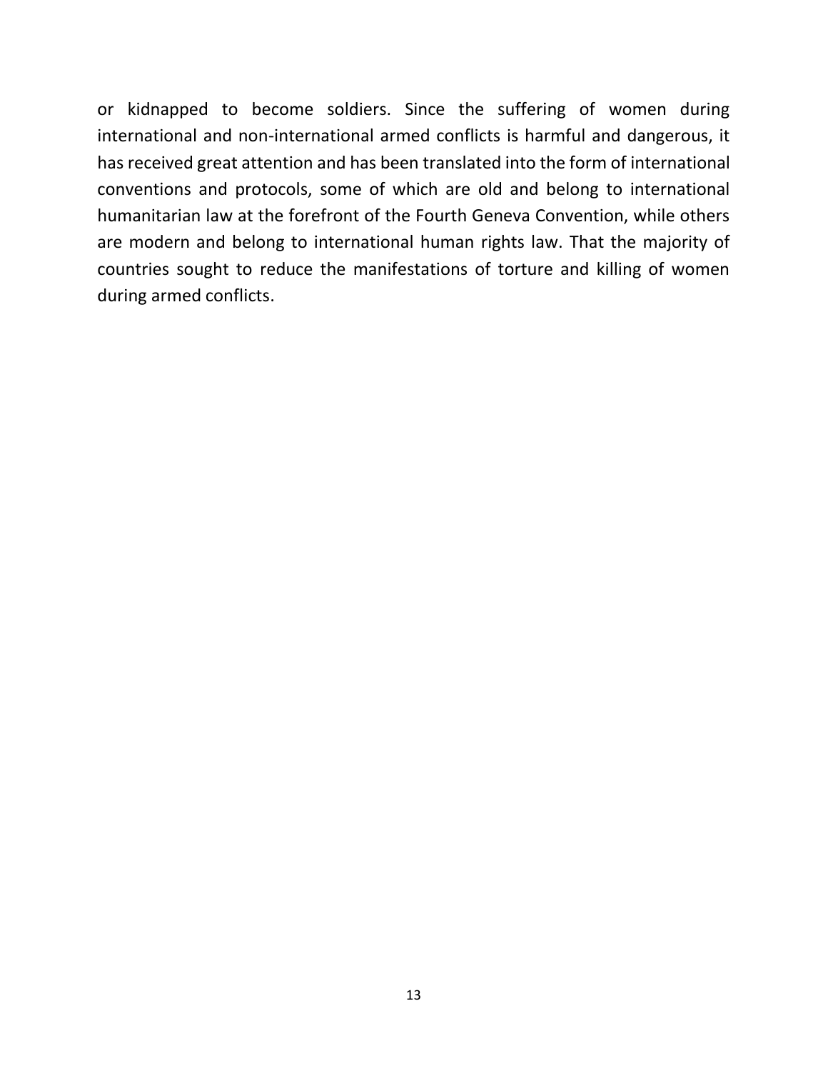or kidnapped to become soldiers. Since the suffering of women during international and non-international armed conflicts is harmful and dangerous, it has received great attention and has been translated into the form of international conventions and protocols, some of which are old and belong to international humanitarian law at the forefront of the Fourth Geneva Convention, while others are modern and belong to international human rights law. That the majority of countries sought to reduce the manifestations of torture and killing of women during armed conflicts.